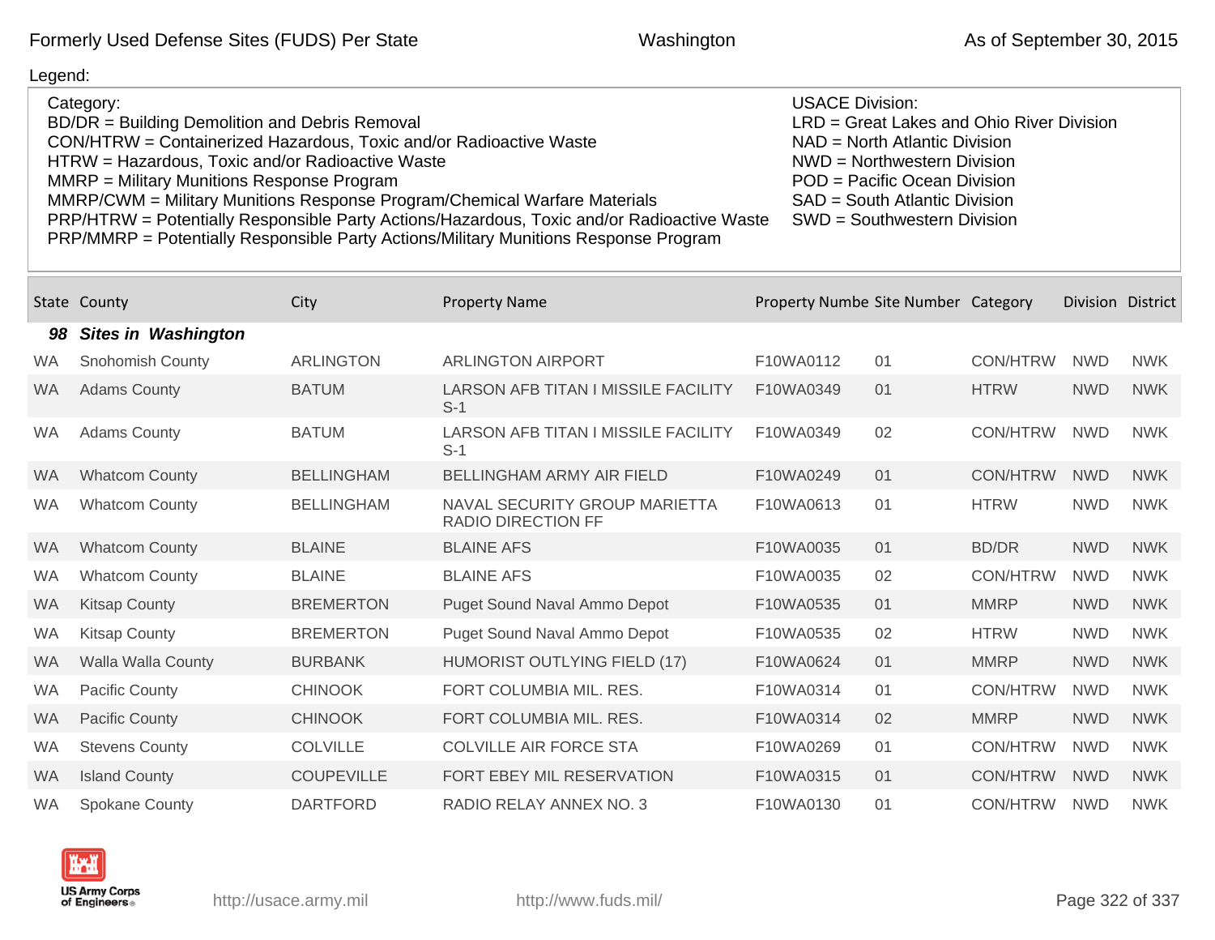Formerly Used Defense Sites (FUDS) Per State — Washington — As of September 30, 2015

Legend:

Category:
- BD/DR = Building Demolition and Debris Removal
- CON/HTRW = Containerized Hazardous, Toxic and/or Radioactive Waste
- HTRW = Hazardous, Toxic and/or Radioactive Waste
- MMRP = Military Munitions Response Program
- MMRP/CWM = Military Munitions Response Program/Chemical Warfare Materials
- PRP/HTRW = Potentially Responsible Party Actions/Hazardous, Toxic and/or Radioactive Waste
- PRP/MMRP = Potentially Responsible Party Actions/Military Munitions Response Program

USACE Division:
- LRD = Great Lakes and Ohio River Division
- NAD = North Atlantic Division
- NWD = Northwestern Division
- POD = Pacific Ocean Division
- SAD = South Atlantic Division
- SWD = Southwestern Division

| State | County | City | Property Name | Property Numbe | Site Number | Category | Division | District |
|---|---|---|---|---|---|---|---|---|
| ***98*** | ***Sites in Washington*** | | | | | | | |
| WA | Snohomish County | ARLINGTON | ARLINGTON AIRPORT | F10WA0112 | 01 | CON/HTRW | NWD | NWK |
| WA | Adams County | BATUM | LARSON AFB TITAN I MISSILE FACILITY S-1 | F10WA0349 | 01 | HTRW | NWD | NWK |
| WA | Adams County | BATUM | LARSON AFB TITAN I MISSILE FACILITY S-1 | F10WA0349 | 02 | CON/HTRW | NWD | NWK |
| WA | Whatcom County | BELLINGHAM | BELLINGHAM ARMY AIR FIELD | F10WA0249 | 01 | CON/HTRW | NWD | NWK |
| WA | Whatcom County | BELLINGHAM | NAVAL SECURITY GROUP MARIETTA RADIO DIRECTION FF | F10WA0613 | 01 | HTRW | NWD | NWK |
| WA | Whatcom County | BLAINE | BLAINE AFS | F10WA0035 | 01 | BD/DR | NWD | NWK |
| WA | Whatcom County | BLAINE | BLAINE AFS | F10WA0035 | 02 | CON/HTRW | NWD | NWK |
| WA | Kitsap County | BREMERTON | Puget Sound Naval Ammo Depot | F10WA0535 | 01 | MMRP | NWD | NWK |
| WA | Kitsap County | BREMERTON | Puget Sound Naval Ammo Depot | F10WA0535 | 02 | HTRW | NWD | NWK |
| WA | Walla Walla County | BURBANK | HUMORIST OUTLYING FIELD (17) | F10WA0624 | 01 | MMRP | NWD | NWK |
| WA | Pacific County | CHINOOK | FORT COLUMBIA MIL. RES. | F10WA0314 | 01 | CON/HTRW | NWD | NWK |
| WA | Pacific County | CHINOOK | FORT COLUMBIA MIL. RES. | F10WA0314 | 02 | MMRP | NWD | NWK |
| WA | Stevens County | COLVILLE | COLVILLE AIR FORCE STA | F10WA0269 | 01 | CON/HTRW | NWD | NWK |
| WA | Island County | COUPEVILLE | FORT EBEY MIL RESERVATION | F10WA0315 | 01 | CON/HTRW | NWD | NWK |
| WA | Spokane County | DARTFORD | RADIO RELAY ANNEX NO. 3 | F10WA0130 | 01 | CON/HTRW | NWD | NWK |

US Army Corps of Engineers

http://usace.army.mil — http://www.fuds.mil/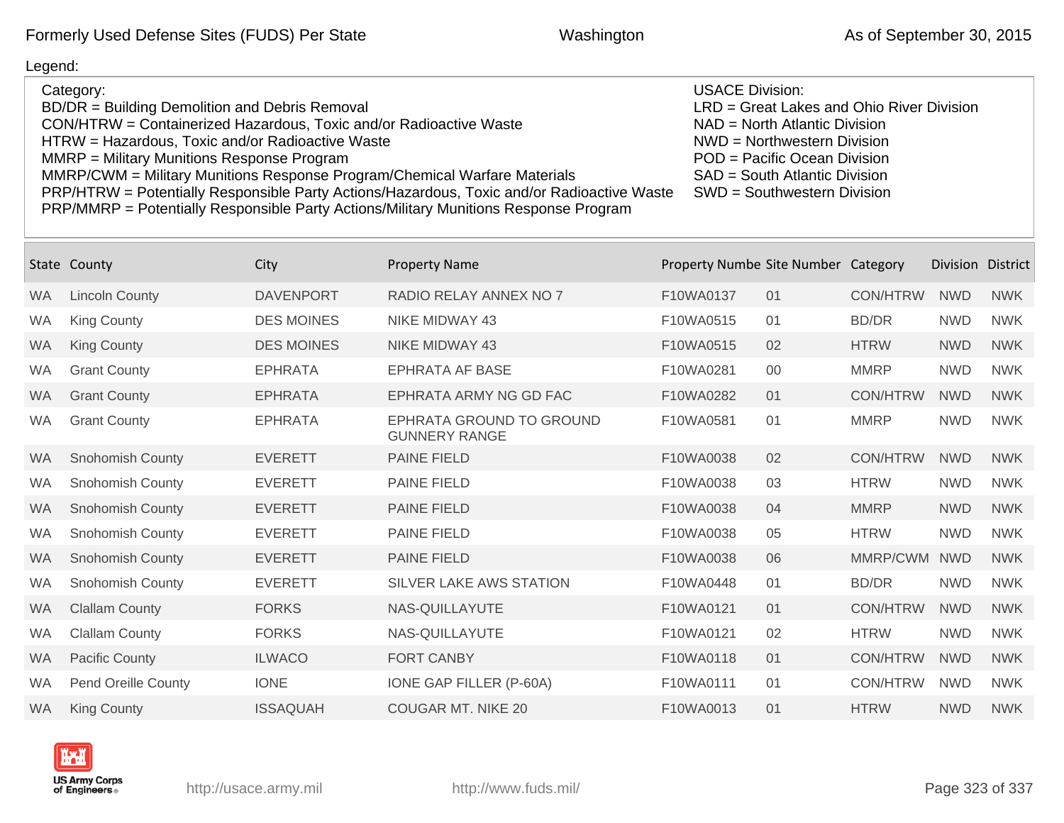Legend:

Category:
BD/DR = Building Demolition and Debris Removal
CON/HTRW = Containerized Hazardous, Toxic and/or Radioactive Waste
HTRW = Hazardous, Toxic and/or Radioactive Waste
MMRP = Military Munitions Response Program
MMRP/CWM = Military Munitions Response Program/Chemical Warfare Materials
PRP/HTRW = Potentially Responsible Party Actions/Hazardous, Toxic and/or Radioactive Waste
PRP/MMRP = Potentially Responsible Party Actions/Military Munitions Response Program

USACE Division:
LRD = Great Lakes and Ohio River Division
NAD = North Atlantic Division
NWD = Northwestern Division
POD = Pacific Ocean Division
SAD = South Atlantic Division
SWD = Southwestern Division

| State | County | City | Property Name | Property Numbe | Site Number | Category | Division | District |
|---|---|---|---|---|---|---|---|---|
| WA | Lincoln County | DAVENPORT | RADIO RELAY ANNEX NO 7 | F10WA0137 | 01 | CON/HTRW | NWD | NWK |
| WA | King County | DES MOINES | NIKE MIDWAY 43 | F10WA0515 | 01 | BD/DR | NWD | NWK |
| WA | King County | DES MOINES | NIKE MIDWAY 43 | F10WA0515 | 02 | HTRW | NWD | NWK |
| WA | Grant County | EPHRATA | EPHRATA AF BASE | F10WA0281 | 00 | MMRP | NWD | NWK |
| WA | Grant County | EPHRATA | EPHRATA ARMY NG GD FAC | F10WA0282 | 01 | CON/HTRW | NWD | NWK |
| WA | Grant County | EPHRATA | EPHRATA GROUND TO GROUND GUNNERY RANGE | F10WA0581 | 01 | MMRP | NWD | NWK |
| WA | Snohomish County | EVERETT | PAINE FIELD | F10WA0038 | 02 | CON/HTRW | NWD | NWK |
| WA | Snohomish County | EVERETT | PAINE FIELD | F10WA0038 | 03 | HTRW | NWD | NWK |
| WA | Snohomish County | EVERETT | PAINE FIELD | F10WA0038 | 04 | MMRP | NWD | NWK |
| WA | Snohomish County | EVERETT | PAINE FIELD | F10WA0038 | 05 | HTRW | NWD | NWK |
| WA | Snohomish County | EVERETT | PAINE FIELD | F10WA0038 | 06 | MMRP/CWM | NWD | NWK |
| WA | Snohomish County | EVERETT | SILVER LAKE AWS STATION | F10WA0448 | 01 | BD/DR | NWD | NWK |
| WA | Clallam County | FORKS | NAS-QUILLAYUTE | F10WA0121 | 01 | CON/HTRW | NWD | NWK |
| WA | Clallam County | FORKS | NAS-QUILLAYUTE | F10WA0121 | 02 | HTRW | NWD | NWK |
| WA | Pacific County | ILWACO | FORT CANBY | F10WA0118 | 01 | CON/HTRW | NWD | NWK |
| WA | Pend Oreille County | IONE | IONE GAP FILLER (P-60A) | F10WA0111 | 01 | CON/HTRW | NWD | NWK |
| WA | King County | ISSAQUAH | COUGAR MT. NIKE 20 | F10WA0013 | 01 | HTRW | NWD | NWK |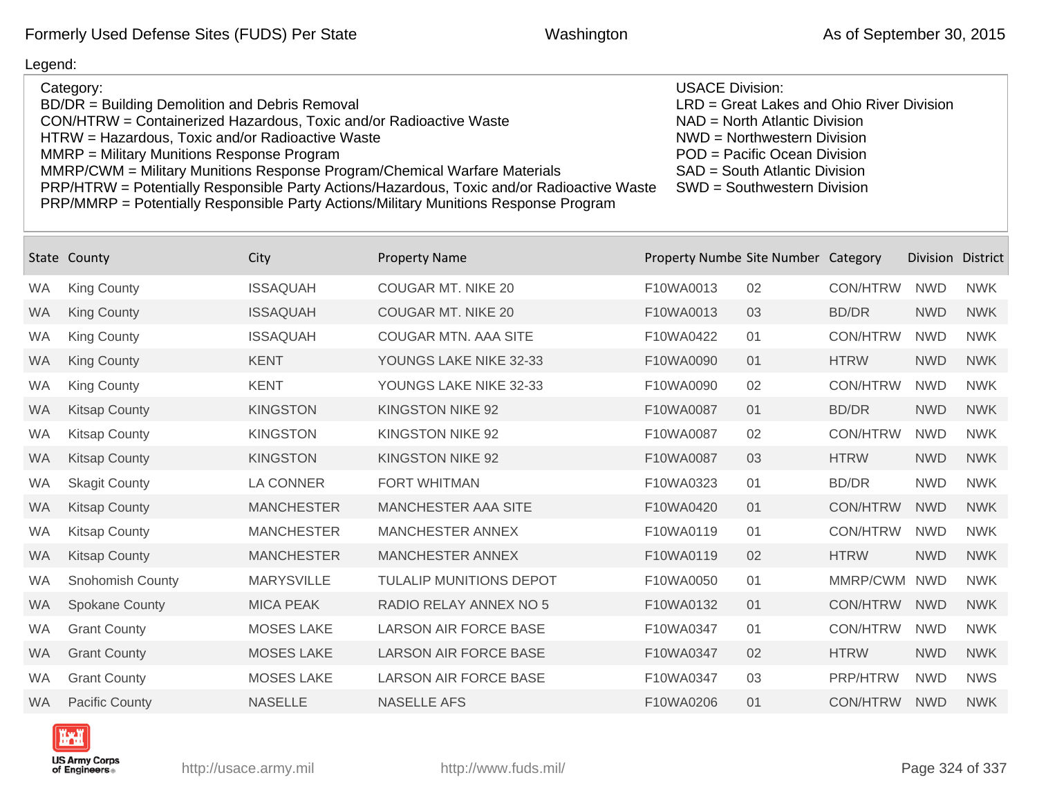Formerly Used Defense Sites (FUDS) Per State — Washington — As of September 30, 2015

Legend:

Category:
- BD/DR = Building Demolition and Debris Removal
- CON/HTRW = Containerized Hazardous, Toxic and/or Radioactive Waste
- HTRW = Hazardous, Toxic and/or Radioactive Waste
- MMRP = Military Munitions Response Program
- MMRP/CWM = Military Munitions Response Program/Chemical Warfare Materials
- PRP/HTRW = Potentially Responsible Party Actions/Hazardous, Toxic and/or Radioactive Waste
- PRP/MMRP = Potentially Responsible Party Actions/Military Munitions Response Program

USACE Division:
- LRD = Great Lakes and Ohio River Division
- NAD = North Atlantic Division
- NWD = Northwestern Division
- POD = Pacific Ocean Division
- SAD = South Atlantic Division
- SWD = Southwestern Division

| State | County | City | Property Name | Property Numbe | Site Number | Category | Division | District |
|---|---|---|---|---|---|---|---|---|
| WA | King County | ISSAQUAH | COUGAR MT. NIKE 20 | F10WA0013 | 02 | CON/HTRW | NWD | NWK |
| WA | King County | ISSAQUAH | COUGAR MT. NIKE 20 | F10WA0013 | 03 | BD/DR | NWD | NWK |
| WA | King County | ISSAQUAH | COUGAR MTN. AAA SITE | F10WA0422 | 01 | CON/HTRW | NWD | NWK |
| WA | King County | KENT | YOUNGS LAKE NIKE 32-33 | F10WA0090 | 01 | HTRW | NWD | NWK |
| WA | King County | KENT | YOUNGS LAKE NIKE 32-33 | F10WA0090 | 02 | CON/HTRW | NWD | NWK |
| WA | Kitsap County | KINGSTON | KINGSTON NIKE 92 | F10WA0087 | 01 | BD/DR | NWD | NWK |
| WA | Kitsap County | KINGSTON | KINGSTON NIKE 92 | F10WA0087 | 02 | CON/HTRW | NWD | NWK |
| WA | Kitsap County | KINGSTON | KINGSTON NIKE 92 | F10WA0087 | 03 | HTRW | NWD | NWK |
| WA | Skagit County | LA CONNER | FORT WHITMAN | F10WA0323 | 01 | BD/DR | NWD | NWK |
| WA | Kitsap County | MANCHESTER | MANCHESTER AAA SITE | F10WA0420 | 01 | CON/HTRW | NWD | NWK |
| WA | Kitsap County | MANCHESTER | MANCHESTER ANNEX | F10WA0119 | 01 | CON/HTRW | NWD | NWK |
| WA | Kitsap County | MANCHESTER | MANCHESTER ANNEX | F10WA0119 | 02 | HTRW | NWD | NWK |
| WA | Snohomish County | MARYSVILLE | TULALIP MUNITIONS DEPOT | F10WA0050 | 01 | MMRP/CWM | NWD | NWK |
| WA | Spokane County | MICA PEAK | RADIO RELAY ANNEX NO 5 | F10WA0132 | 01 | CON/HTRW | NWD | NWK |
| WA | Grant County | MOSES LAKE | LARSON AIR FORCE BASE | F10WA0347 | 01 | CON/HTRW | NWD | NWK |
| WA | Grant County | MOSES LAKE | LARSON AIR FORCE BASE | F10WA0347 | 02 | HTRW | NWD | NWK |
| WA | Grant County | MOSES LAKE | LARSON AIR FORCE BASE | F10WA0347 | 03 | PRP/HTRW | NWD | NWS |
| WA | Pacific County | NASELLE | NASELLE AFS | F10WA0206 | 01 | CON/HTRW | NWD | NWK |

http://usace.army.mil    http://www.fuds.mil/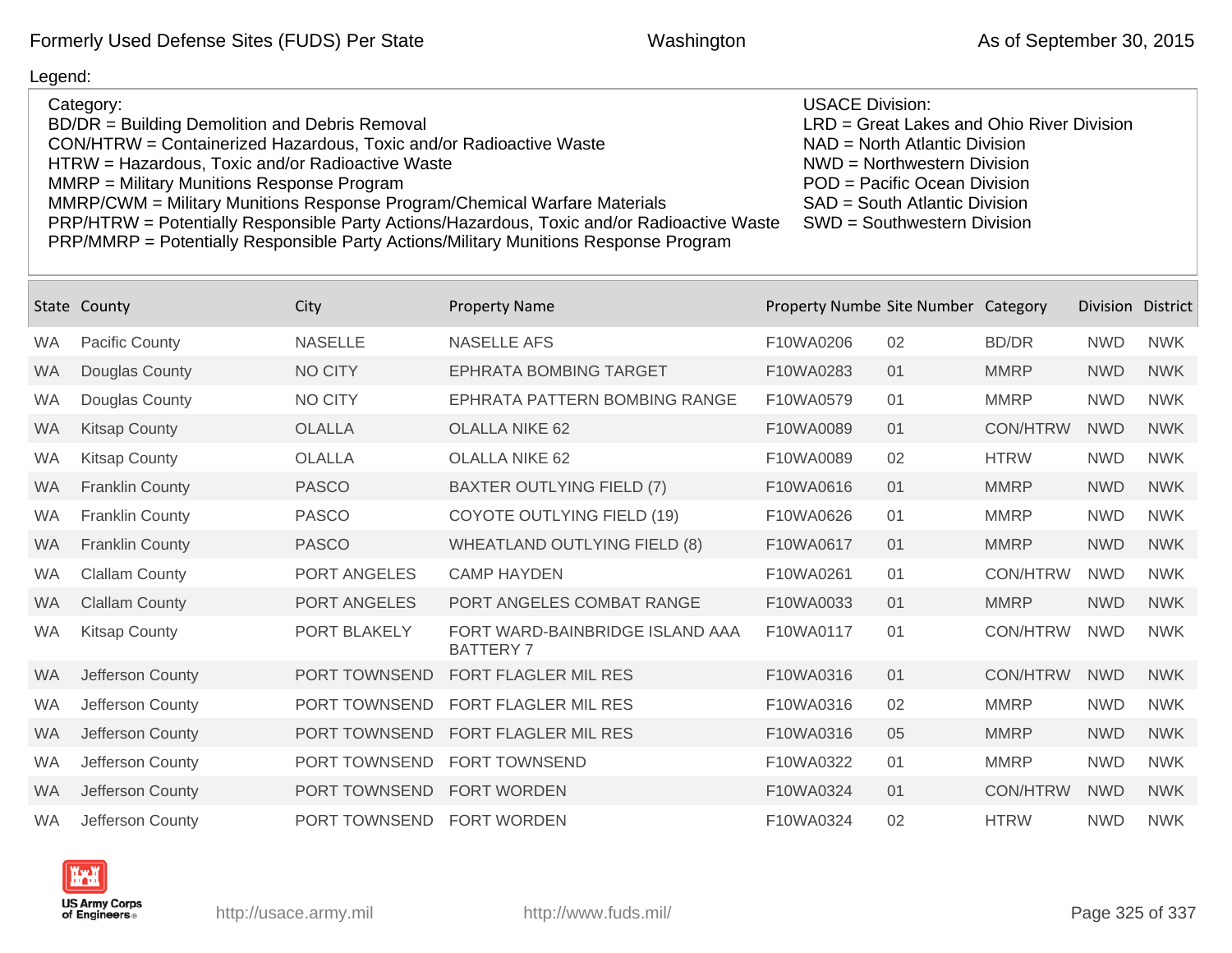Legend:

Category:
BD/DR = Building Demolition and Debris Removal
CON/HTRW = Containerized Hazardous, Toxic and/or Radioactive Waste
HTRW = Hazardous, Toxic and/or Radioactive Waste
MMRP = Military Munitions Response Program
MMRP/CWM = Military Munitions Response Program/Chemical Warfare Materials
PRP/HTRW = Potentially Responsible Party Actions/Hazardous, Toxic and/or Radioactive Waste
PRP/MMRP = Potentially Responsible Party Actions/Military Munitions Response Program

USACE Division:
LRD = Great Lakes and Ohio River Division
NAD = North Atlantic Division
NWD = Northwestern Division
POD = Pacific Ocean Division
SAD = South Atlantic Division
SWD = Southwestern Division

| State | County | City | Property Name | Property Numbe | Site Number | Category | Division | District |
|---|---|---|---|---|---|---|---|---|
| WA | Pacific County | NASELLE | NASELLE AFS | F10WA0206 | 02 | BD/DR | NWD | NWK |
| WA | Douglas County | NO CITY | EPHRATA BOMBING TARGET | F10WA0283 | 01 | MMRP | NWD | NWK |
| WA | Douglas County | NO CITY | EPHRATA PATTERN BOMBING RANGE | F10WA0579 | 01 | MMRP | NWD | NWK |
| WA | Kitsap County | OLALLA | OLALLA NIKE 62 | F10WA0089 | 01 | CON/HTRW | NWD | NWK |
| WA | Kitsap County | OLALLA | OLALLA NIKE 62 | F10WA0089 | 02 | HTRW | NWD | NWK |
| WA | Franklin County | PASCO | BAXTER OUTLYING FIELD (7) | F10WA0616 | 01 | MMRP | NWD | NWK |
| WA | Franklin County | PASCO | COYOTE OUTLYING FIELD (19) | F10WA0626 | 01 | MMRP | NWD | NWK |
| WA | Franklin County | PASCO | WHEATLAND OUTLYING FIELD (8) | F10WA0617 | 01 | MMRP | NWD | NWK |
| WA | Clallam County | PORT ANGELES | CAMP HAYDEN | F10WA0261 | 01 | CON/HTRW | NWD | NWK |
| WA | Clallam County | PORT ANGELES | PORT ANGELES COMBAT RANGE | F10WA0033 | 01 | MMRP | NWD | NWK |
| WA | Kitsap County | PORT BLAKELY | FORT WARD-BAINBRIDGE ISLAND AAA BATTERY 7 | F10WA0117 | 01 | CON/HTRW | NWD | NWK |
| WA | Jefferson County | PORT TOWNSEND | FORT FLAGLER MIL RES | F10WA0316 | 01 | CON/HTRW | NWD | NWK |
| WA | Jefferson County | PORT TOWNSEND | FORT FLAGLER MIL RES | F10WA0316 | 02 | MMRP | NWD | NWK |
| WA | Jefferson County | PORT TOWNSEND | FORT FLAGLER MIL RES | F10WA0316 | 05 | MMRP | NWD | NWK |
| WA | Jefferson County | PORT TOWNSEND | FORT TOWNSEND | F10WA0322 | 01 | MMRP | NWD | NWK |
| WA | Jefferson County | PORT TOWNSEND | FORT WORDEN | F10WA0324 | 01 | CON/HTRW | NWD | NWK |
| WA | Jefferson County | PORT TOWNSEND | FORT WORDEN | F10WA0324 | 02 | HTRW | NWD | NWK |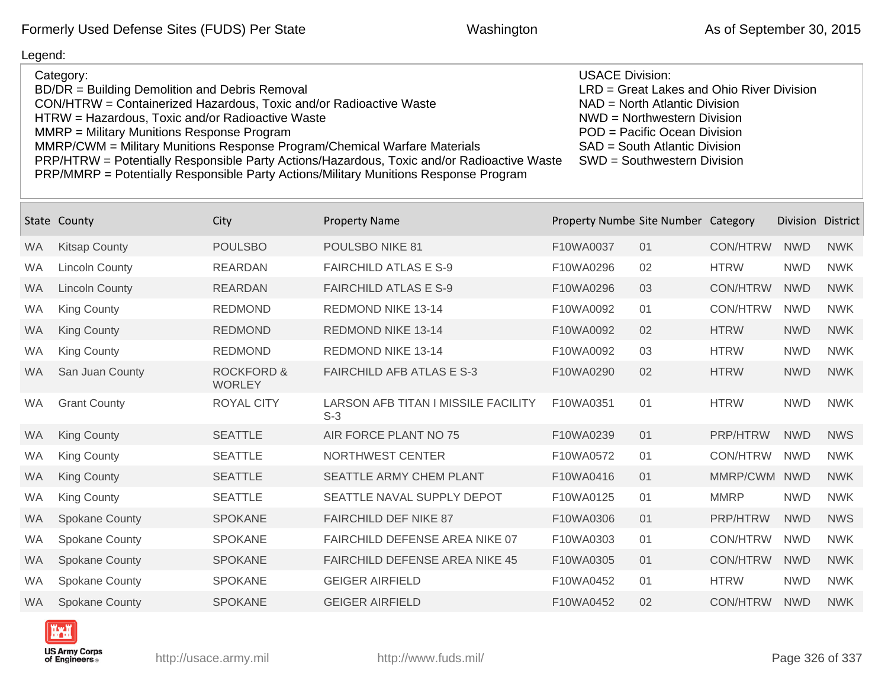Legend:

Category:
BD/DR = Building Demolition and Debris Removal
CON/HTRW = Containerized Hazardous, Toxic and/or Radioactive Waste
HTRW = Hazardous, Toxic and/or Radioactive Waste
MMRP = Military Munitions Response Program
MMRP/CWM = Military Munitions Response Program/Chemical Warfare Materials
PRP/HTRW = Potentially Responsible Party Actions/Hazardous, Toxic and/or Radioactive Waste
PRP/MMRP = Potentially Responsible Party Actions/Military Munitions Response Program

USACE Division:
LRD = Great Lakes and Ohio River Division
NAD = North Atlantic Division
NWD = Northwestern Division
POD = Pacific Ocean Division
SAD = South Atlantic Division
SWD = Southwestern Division

| State | County | City | Property Name | Property Numbe | Site Number | Category | Division | District |
|---|---|---|---|---|---|---|---|---|
| WA | Kitsap County | POULSBO | POULSBO NIKE 81 | F10WA0037 | 01 | CON/HTRW | NWD | NWK |
| WA | Lincoln County | REARDAN | FAIRCHILD ATLAS E S-9 | F10WA0296 | 02 | HTRW | NWD | NWK |
| WA | Lincoln County | REARDAN | FAIRCHILD ATLAS E S-9 | F10WA0296 | 03 | CON/HTRW | NWD | NWK |
| WA | King County | REDMOND | REDMOND NIKE 13-14 | F10WA0092 | 01 | CON/HTRW | NWD | NWK |
| WA | King County | REDMOND | REDMOND NIKE 13-14 | F10WA0092 | 02 | HTRW | NWD | NWK |
| WA | King County | REDMOND | REDMOND NIKE 13-14 | F10WA0092 | 03 | HTRW | NWD | NWK |
| WA | San Juan County | ROCKFORD & WORLEY | FAIRCHILD AFB ATLAS E S-3 | F10WA0290 | 02 | HTRW | NWD | NWK |
| WA | Grant County | ROYAL CITY | LARSON AFB TITAN I MISSILE FACILITY S-3 | F10WA0351 | 01 | HTRW | NWD | NWK |
| WA | King County | SEATTLE | AIR FORCE PLANT NO 75 | F10WA0239 | 01 | PRP/HTRW | NWD | NWS |
| WA | King County | SEATTLE | NORTHWEST CENTER | F10WA0572 | 01 | CON/HTRW | NWD | NWK |
| WA | King County | SEATTLE | SEATTLE ARMY CHEM PLANT | F10WA0416 | 01 | MMRP/CWM | NWD | NWK |
| WA | King County | SEATTLE | SEATTLE NAVAL SUPPLY DEPOT | F10WA0125 | 01 | MMRP | NWD | NWK |
| WA | Spokane County | SPOKANE | FAIRCHILD DEF NIKE 87 | F10WA0306 | 01 | PRP/HTRW | NWD | NWS |
| WA | Spokane County | SPOKANE | FAIRCHILD DEFENSE AREA NIKE 07 | F10WA0303 | 01 | CON/HTRW | NWD | NWK |
| WA | Spokane County | SPOKANE | FAIRCHILD DEFENSE AREA NIKE 45 | F10WA0305 | 01 | CON/HTRW | NWD | NWK |
| WA | Spokane County | SPOKANE | GEIGER AIRFIELD | F10WA0452 | 01 | HTRW | NWD | NWK |
| WA | Spokane County | SPOKANE | GEIGER AIRFIELD | F10WA0452 | 02 | CON/HTRW | NWD | NWK |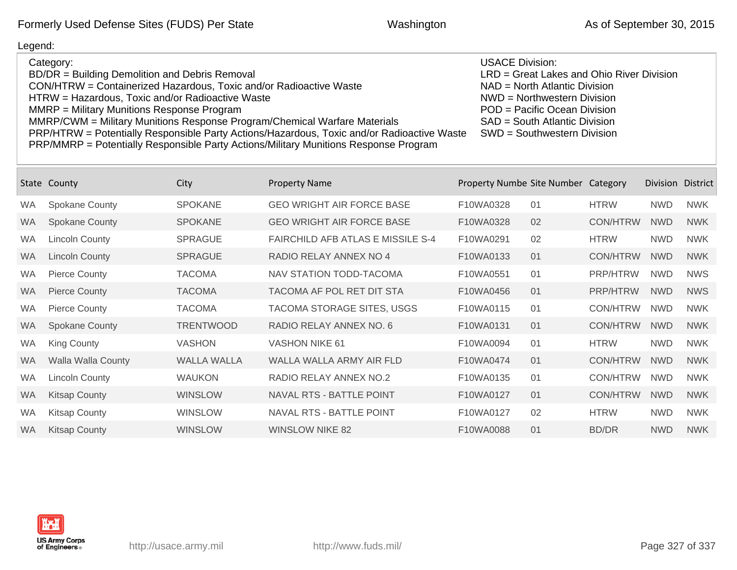Formerly Used Defense Sites (FUDS) Per State — Washington — As of September 30, 2015

Legend:

Category:
BD/DR = Building Demolition and Debris Removal
CON/HTRW = Containerized Hazardous, Toxic and/or Radioactive Waste
HTRW = Hazardous, Toxic and/or Radioactive Waste
MMRP = Military Munitions Response Program
MMRP/CWM = Military Munitions Response Program/Chemical Warfare Materials
PRP/HTRW = Potentially Responsible Party Actions/Hazardous, Toxic and/or Radioactive Waste
PRP/MMRP = Potentially Responsible Party Actions/Military Munitions Response Program

USACE Division:
LRD = Great Lakes and Ohio River Division
NAD = North Atlantic Division
NWD = Northwestern Division
POD = Pacific Ocean Division
SAD = South Atlantic Division
SWD = Southwestern Division

| State | County | City | Property Name | Property Numbe | Site Number | Category | Division | District |
|---|---|---|---|---|---|---|---|---|
| WA | Spokane County | SPOKANE | GEO WRIGHT AIR FORCE BASE | F10WA0328 | 01 | HTRW | NWD | NWK |
| WA | Spokane County | SPOKANE | GEO WRIGHT AIR FORCE BASE | F10WA0328 | 02 | CON/HTRW | NWD | NWK |
| WA | Lincoln County | SPRAGUE | FAIRCHILD AFB ATLAS E MISSILE S-4 | F10WA0291 | 02 | HTRW | NWD | NWK |
| WA | Lincoln County | SPRAGUE | RADIO RELAY ANNEX NO 4 | F10WA0133 | 01 | CON/HTRW | NWD | NWK |
| WA | Pierce County | TACOMA | NAV STATION TODD-TACOMA | F10WA0551 | 01 | PRP/HTRW | NWD | NWS |
| WA | Pierce County | TACOMA | TACOMA AF POL RET DIT STA | F10WA0456 | 01 | PRP/HTRW | NWD | NWS |
| WA | Pierce County | TACOMA | TACOMA STORAGE SITES, USGS | F10WA0115 | 01 | CON/HTRW | NWD | NWK |
| WA | Spokane County | TRENTWOOD | RADIO RELAY ANNEX NO. 6 | F10WA0131 | 01 | CON/HTRW | NWD | NWK |
| WA | King County | VASHON | VASHON NIKE 61 | F10WA0094 | 01 | HTRW | NWD | NWK |
| WA | Walla Walla County | WALLA WALLA | WALLA WALLA ARMY AIR FLD | F10WA0474 | 01 | CON/HTRW | NWD | NWK |
| WA | Lincoln County | WAUKON | RADIO RELAY ANNEX NO.2 | F10WA0135 | 01 | CON/HTRW | NWD | NWK |
| WA | Kitsap County | WINSLOW | NAVAL RTS - BATTLE POINT | F10WA0127 | 01 | CON/HTRW | NWD | NWK |
| WA | Kitsap County | WINSLOW | NAVAL RTS - BATTLE POINT | F10WA0127 | 02 | HTRW | NWD | NWK |
| WA | Kitsap County | WINSLOW | WINSLOW NIKE 82 | F10WA0088 | 01 | BD/DR | NWD | NWK |

US Army Corps of Engineers

http://usace.army.mil http://www.fuds.mil/